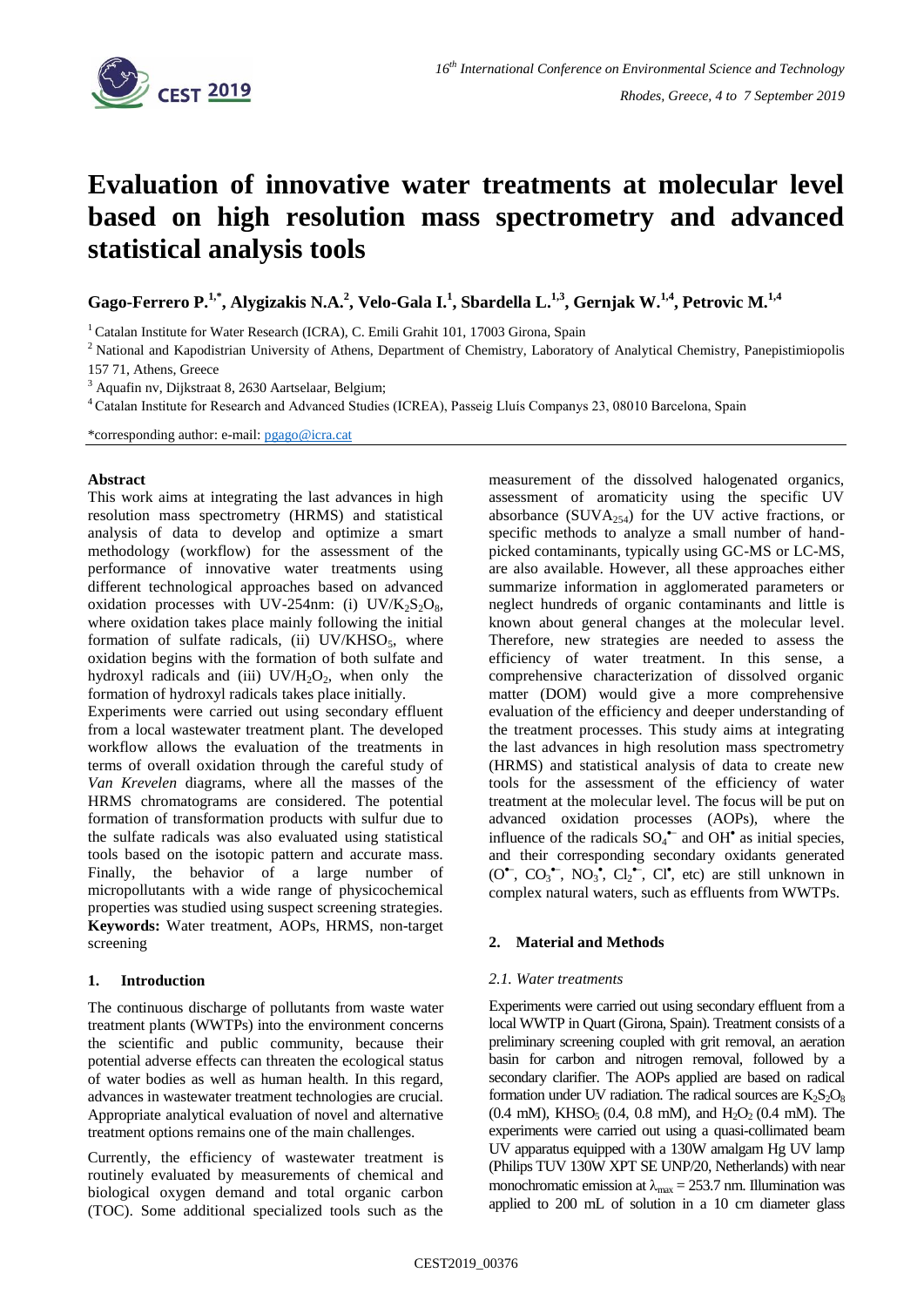# Evaluation of innovative water treatments at molecular level based on high resolution mass spectrometry and advanced statistical analysis tools

**Gago-Ferrero P.[1,*], Alygizakis N.A.[2], Velo-Gala I.[1], Sbardella L.[1,3], Gernjak W.[1,4], Petrovic M.[1,4]**

[1] Catalan Institute for Water Research (ICRA), C. Emili Grahit 101, 17003 Girona, Spain

[2] National and Kapodistrian University of Athens, Department of Chemistry, Laboratory of Analytical Chemistry, Panepistimiopolis 157 71, Athens, Greece

[3] Aquafin nv, Dijkstraat 8, 2630 Aartselaar, Belgium;

[4] Catalan Institute for Research and Advanced Studies (ICREA), Passeig Lluís Companys 23, 08010 Barcelona, Spain

*corresponding author: e-mail: pgago@icra.cat

**Abstract**

This work aims at integrating the last advances in high resolution mass spectrometry (HRMS) and statistical analysis of data to develop and optimize a smart methodology (workflow) for the assessment of the performance of innovative water treatments using different technological approaches based on advanced oxidation processes with UV-254nm: (i) UV/$K_2S_2O_8$, where oxidation takes place mainly following the initial formation of sulfate radicals, (ii) UV/$KHSO_5$, where oxidation begins with the formation of both sulfate and hydroxyl radicals and (iii) UV/$H_2O_2$, when only the formation of hydroxyl radicals takes place initially.

Experiments were carried out using secondary effluent from a local wastewater treatment plant. The developed workflow allows the evaluation of the treatments in terms of overall oxidation through the careful study of *Van Krevelen* diagrams, where all the masses of the HRMS chromatograms are considered. The potential formation of transformation products with sulfur due to the sulfate radicals was also evaluated using statistical tools based on the isotopic pattern and accurate mass. Finally, the behavior of a large number of micropollutants with a wide range of physicochemical properties was studied using suspect screening strategies.

**Keywords:** Water treatment, AOPs, HRMS, non-target screening

## 1. Introduction

The continuous discharge of pollutants from waste water treatment plants (WWTPs) into the environment concerns the scientific and public community, because their potential adverse effects can threaten the ecological status of water bodies as well as human health. In this regard, advances in wastewater treatment technologies are crucial. Appropriate analytical evaluation of novel and alternative treatment options remains one of the main challenges.

Currently, the efficiency of wastewater treatment is routinely evaluated by measurements of chemical and biological oxygen demand and total organic carbon (TOC). Some additional specialized tools such as the measurement of the dissolved halogenated organics, assessment of aromaticity using the specific UV absorbance ($SUVA_{254}$) for the UV active fractions, or specific methods to analyze a small number of hand-picked contaminants, typically using GC-MS or LC-MS, are also available. However, all these approaches either summarize information in agglomerated parameters or neglect hundreds of organic contaminants and little is known about general changes at the molecular level. Therefore, new strategies are needed to assess the efficiency of water treatment. In this sense, a comprehensive characterization of dissolved organic matter (DOM) would give a more comprehensive evaluation of the efficiency and deeper understanding of the treatment processes. This study aims at integrating the last advances in high resolution mass spectrometry (HRMS) and statistical analysis of data to create new tools for the assessment of the efficiency of water treatment at the molecular level. The focus will be put on advanced oxidation processes (AOPs), where the influence of the radicals $SO_4^{\bullet-}$ and $OH^{\bullet}$ as initial species, and their corresponding secondary oxidants generated ($O^{\bullet-}$, $CO_3^{\bullet-}$, $NO_3^{\bullet}$, $Cl_2^{\bullet-}$, $Cl^{\bullet}$, etc) are still unknown in complex natural waters, such as effluents from WWTPs.

## 2. Material and Methods

### 2.1. Water treatments

Experiments were carried out using secondary effluent from a local WWTP in Quart (Girona, Spain). Treatment consists of a preliminary screening coupled with grit removal, an aeration basin for carbon and nitrogen removal, followed by a secondary clarifier. The AOPs applied are based on radical formation under UV radiation. The radical sources are $K_2S_2O_8$ (0.4 mM), $KHSO_5$ (0.4, 0.8 mM), and $H_2O_2$ (0.4 mM). The experiments were carried out using a quasi-collimated beam UV apparatus equipped with a 130W amalgam Hg UV lamp (Philips TUV 130W XPT SE UNP/20, Netherlands) with near monochromatic emission at $\lambda_{max}$ = 253.7 nm. Illumination was applied to 200 mL of solution in a 10 cm diameter glass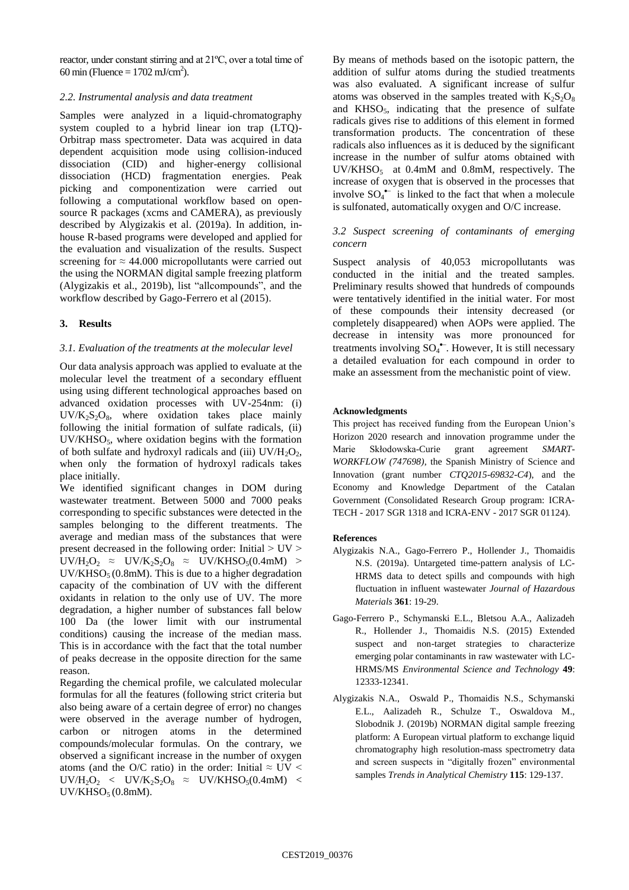reactor, under constant stirring and at 21ºC, over a total time of 60 min (Fluence = 1702 mJ/cm$^2$).

### *2.2. Instrumental analysis and data treatment*

Samples were analyzed in a liquid-chromatography system coupled to a hybrid linear ion trap (LTQ)-Orbitrap mass spectrometer. Data was acquired in data dependent acquisition mode using collision-induced dissociation (CID) and higher-energy collisional dissociation (HCD) fragmentation energies. Peak picking and componentization were carried out following a computational workflow based on open-source R packages (xcms and CAMERA), as previously described by Alygizakis et al. (2019a). In addition, in-house R-based programs were developed and applied for the evaluation and visualization of the results. Suspect screening for ≈ 44.000 micropollutants were carried out the using the NORMAN digital sample freezing platform (Alygizakis et al., 2019b), list "allcompounds", and the workflow described by Gago-Ferrero et al (2015).

## 3. Results

### *3.1. Evaluation of the treatments at the molecular level*

Our data analysis approach was applied to evaluate at the molecular level the treatment of a secondary effluent using using different technological approaches based on advanced oxidation processes with UV-254nm: (i) UV/$K_2S_2O_8$, where oxidation takes place mainly following the initial formation of sulfate radicals, (ii) UV/$KHSO_5$, where oxidation begins with the formation of both sulfate and hydroxyl radicals and (iii) UV/$H_2O_2$, when only the formation of hydroxyl radicals takes place initially.

We identified significant changes in DOM during wastewater treatment. Between 5000 and 7000 peaks corresponding to specific substances were detected in the samples belonging to the different treatments. The average and median mass of the substances that were present decreased in the following order: Initial > UV > UV/$H_2O_2$ ≈ UV/$K_2S_2O_8$ ≈ UV/$KHSO_5$(0.4mM) > UV/$KHSO_5$ (0.8mM). This is due to a higher degradation capacity of the combination of UV with the different oxidants in relation to the only use of UV. The more degradation, a higher number of substances fall below 100 Da (the lower limit with our instrumental conditions) causing the increase of the median mass. This is in accordance with the fact that the total number of peaks decrease in the opposite direction for the same reason.

Regarding the chemical profile, we calculated molecular formulas for all the features (following strict criteria but also being aware of a certain degree of error) no changes were observed in the average number of hydrogen, carbon or nitrogen atoms in the determined compounds/molecular formulas. On the contrary, we observed a significant increase in the number of oxygen atoms (and the O/C ratio) in the order: Initial ≈ UV < UV/$H_2O_2$ < UV/$K_2S_2O_8$ ≈ UV/$KHSO_5$(0.4mM) < UV/$KHSO_5$ (0.8mM).

By means of methods based on the isotopic pattern, the addition of sulfur atoms during the studied treatments was also evaluated. A significant increase of sulfur atoms was observed in the samples treated with $K_2S_2O_8$ and $KHSO_5$, indicating that the presence of sulfate radicals gives rise to additions of this element in formed transformation products. The concentration of these radicals also influences as it is deduced by the significant increase in the number of sulfur atoms obtained with UV/$KHSO_5$ at 0.4mM and 0.8mM, respectively. The increase of oxygen that is observed in the processes that involve $SO_4^{\bullet-}$ is linked to the fact that when a molecule is sulfonated, automatically oxygen and O/C increase.

### *3.2 Suspect screening of contaminants of emerging concern*

Suspect analysis of 40,053 micropollutants was conducted in the initial and the treated samples. Preliminary results showed that hundreds of compounds were tentatively identified in the initial water. For most of these compounds their intensity decreased (or completely disappeared) when AOPs were applied. The decrease in intensity was more pronounced for treatments involving $SO_4^{\bullet-}$. However, It is still necessary a detailed evaluation for each compound in order to make an assessment from the mechanistic point of view.

#### Acknowledgments

This project has received funding from the European Union's Horizon 2020 research and innovation programme under the Marie Skłodowska-Curie grant agreement *SMART-WORKFLOW (747698)*, the Spanish Ministry of Science and Innovation (grant number *CTQ2015-69832-C4*), and the Economy and Knowledge Department of the Catalan Government (Consolidated Research Group program: ICRA-TECH - 2017 SGR 1318 and ICRA-ENV - 2017 SGR 01124).

#### References

Alygizakis N.A., Gago-Ferrero P., Hollender J., Thomaidis N.S. (2019a). Untargeted time-pattern analysis of LC-HRMS data to detect spills and compounds with high fluctuation in influent wastewater *Journal of Hazardous Materials* **361**: 19-29.

Gago-Ferrero P., Schymanski E.L., Bletsou A.A., Aalizadeh R., Hollender J., Thomaidis N.S. (2015) Extended suspect and non-target strategies to characterize emerging polar contaminants in raw wastewater with LC-HRMS/MS *Environmental Science and Technology* **49**: 12333-12341.

Alygizakis N.A., Oswald P., Thomaidis N.S., Schymanski E.L., Aalizadeh R., Schulze T., Oswaldova M., Slobodnik J. (2019b) NORMAN digital sample freezing platform: A European virtual platform to exchange liquid chromatography high resolution-mass spectrometry data and screen suspects in "digitally frozen" environmental samples *Trends in Analytical Chemistry* **115**: 129-137.